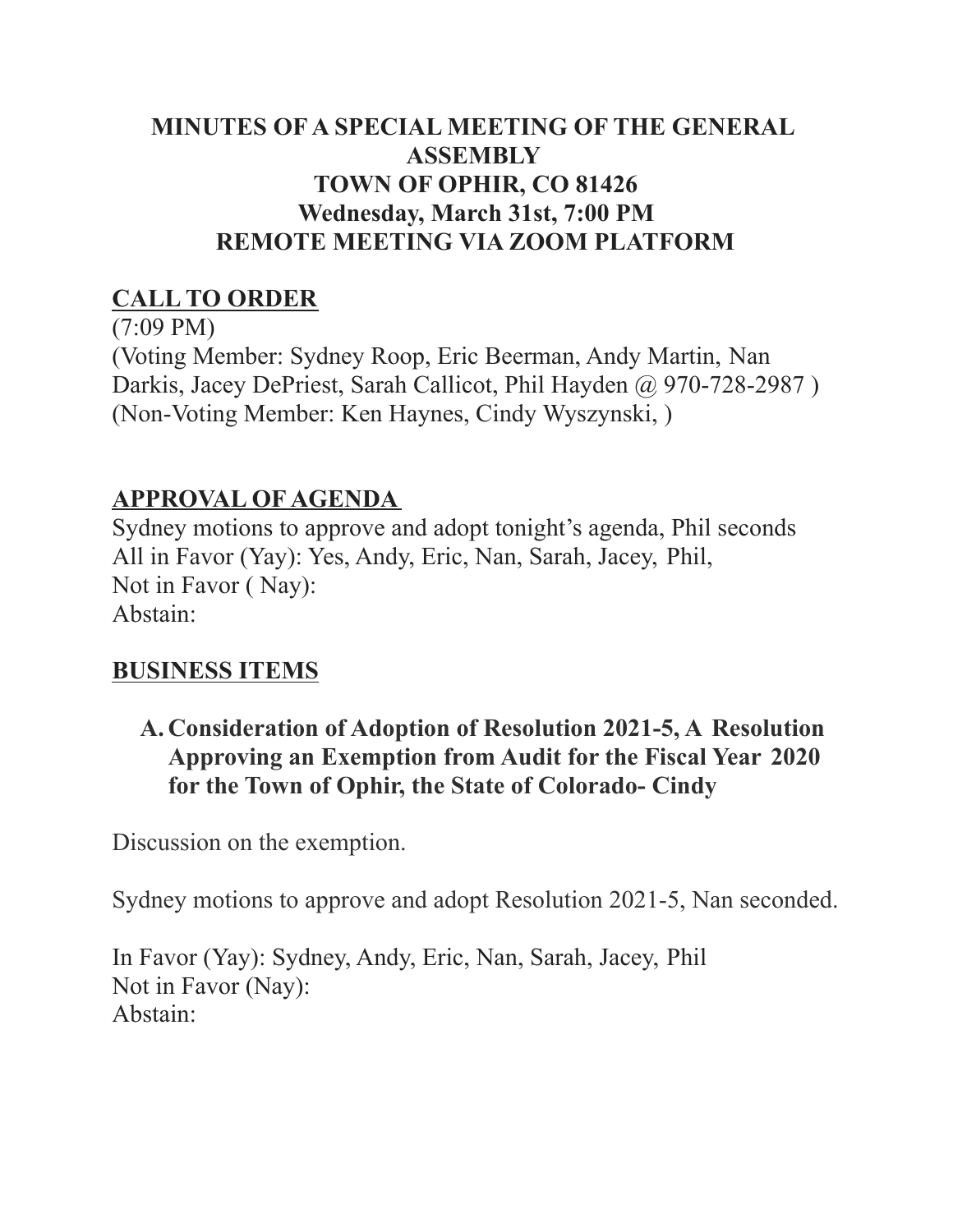# MINUTES OF A SPECIAL MEETING OF THE GENERAL ASSEMBLY
# TOWN OF OPHIR, CO 81426
# Wednesday, March 31st, 7:00 PM
# REMOTE MEETING VIA ZOOM PLATFORM

## CALL TO ORDER

(7:09 PM)
(Voting Member: Sydney Roop, Eric Beerman, Andy Martin, Nan Darkis, Jacey DePriest, Sarah Callicot, Phil Hayden @ 970-728-2987 )
(Non-Voting Member: Ken Haynes, Cindy Wyszynski, )

## APPROVAL OF AGENDA

Sydney motions to approve and adopt tonight's agenda, Phil seconds
All in Favor (Yay): Yes, Andy, Eric, Nan, Sarah, Jacey, Phil,
Not in Favor ( Nay):
Abstain:

## BUSINESS ITEMS

### A. Consideration of Adoption of Resolution 2021-5, A Resolution Approving an Exemption from Audit for the Fiscal Year 2020 for the Town of Ophir, the State of Colorado- Cindy

Discussion on the exemption.

Sydney motions to approve and adopt Resolution 2021-5, Nan seconded.

In Favor (Yay): Sydney, Andy, Eric, Nan, Sarah, Jacey, Phil
Not in Favor (Nay):
Abstain: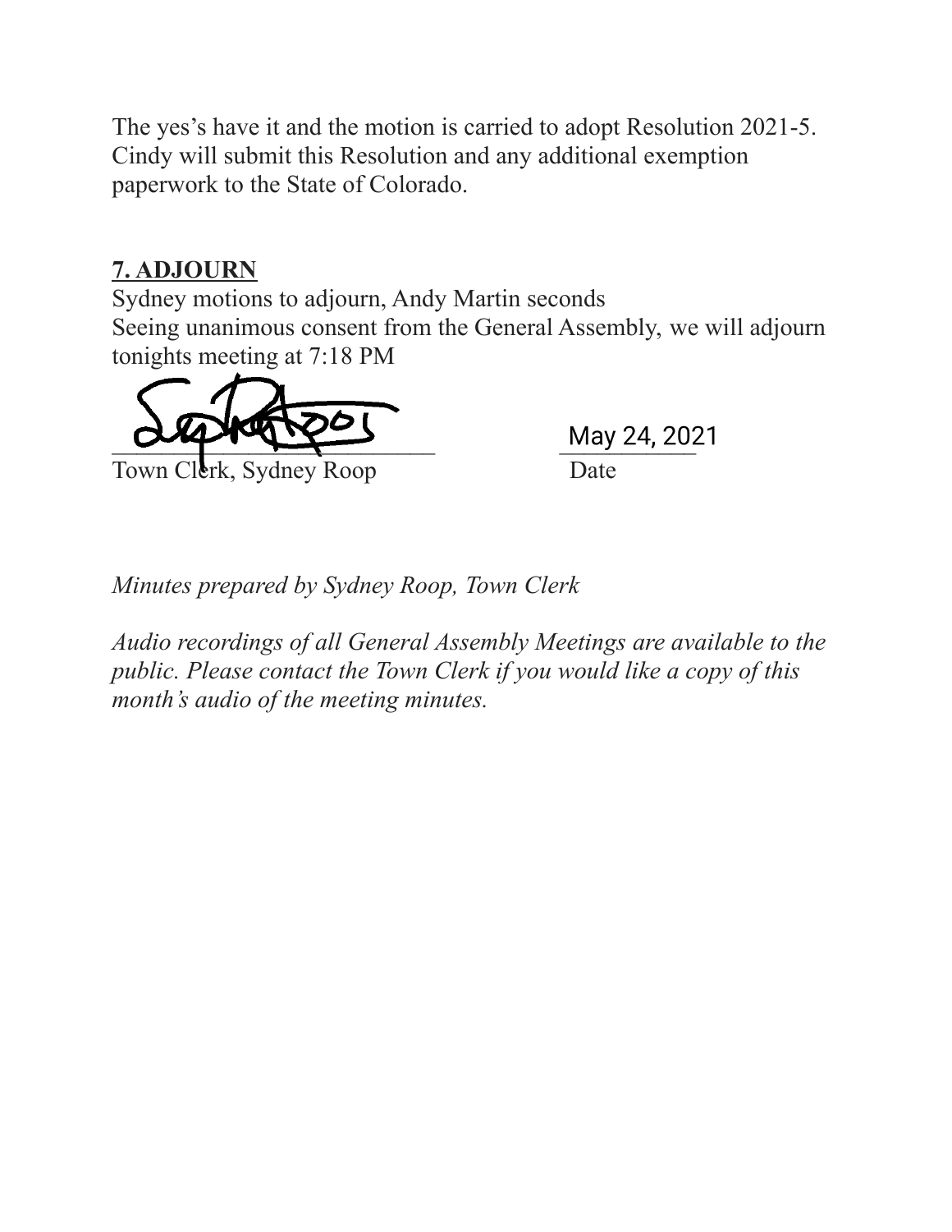The yes's have it and the motion is carried to adopt Resolution 2021-5. Cindy will submit this Resolution and any additional exemption paperwork to the State of Colorado.

**7. ADJOURN**

Sydney motions to adjourn, Andy Martin seconds
Seeing unanimous consent from the General Assembly, we will adjourn tonights meeting at 7:18 PM

\_\_\_\_\_\_\_\_\_\_\_\_\_\_\_\_\_\_\_\_\_\_\_\_\_\_ May 24, 2021
Town Clerk, Sydney Roop Date

*Minutes prepared by Sydney Roop, Town Clerk*

*Audio recordings of all General Assembly Meetings are available to the public. Please contact the Town Clerk if you would like a copy of this month's audio of the meeting minutes.*